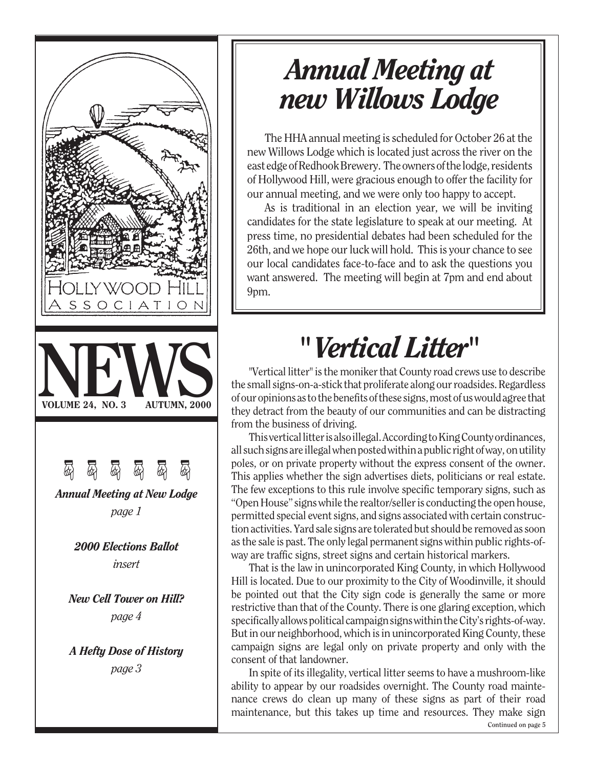HOLLYWOOD HILL ASSOCIATION

# NEWS

**VOLUME 24, NO. 3 AUTUMN, 2000**

***Annual Meeting at New Lodge***
*page 1*

***2000 Elections Ballot***
*insert*

***New Cell Tower on Hill?***
*page 4*

***A Hefty Dose of History***
*page 3*

# *Annual Meeting at new Willows Lodge*

The HHA annual meeting is scheduled for October 26 at the new Willows Lodge which is located just across the river on the east edge of Redhook Brewery. The owners of the lodge, residents of Hollywood Hill, were gracious enough to offer the facility for our annual meeting, and we were only too happy to accept.

As is traditional in an election year, we will be inviting candidates for the state legislature to speak at our meeting. At press time, no presidential debates had been scheduled for the 26th, and we hope our luck will hold. This is your chance to see our local candidates face-to-face and to ask the questions you want answered. The meeting will begin at 7pm and end about 9pm.

# *"Vertical Litter"*

"Vertical litter" is the moniker that County road crews use to describe the small signs-on-a-stick that proliferate along our roadsides. Regardless of our opinions as to the benefits of these signs, most of us would agree that they detract from the beauty of our communities and can be distracting from the business of driving.

This vertical litter is also illegal. According to King County ordinances, all such signs are illegal when posted within a public right of way, on utility poles, or on private property without the express consent of the owner. This applies whether the sign advertises diets, politicians or real estate. The few exceptions to this rule involve specific temporary signs, such as "Open House" signs while the realtor/seller is conducting the open house, permitted special event signs, and signs associated with certain construction activities. Yard sale signs are tolerated but should be removed as soon as the sale is past. The only legal permanent signs within public rights-of-way are traffic signs, street signs and certain historical markers.

That is the law in unincorporated King County, in which Hollywood Hill is located. Due to our proximity to the City of Woodinville, it should be pointed out that the City sign code is generally the same or more restrictive than that of the County. There is one glaring exception, which specifically allows political campaign signs within the City's rights-of-way. But in our neighborhood, which is in unincorporated King County, these campaign signs are legal only on private property and only with the consent of that landowner.

In spite of its illegality, vertical litter seems to have a mushroom-like ability to appear by our roadsides overnight. The County road maintenance crews do clean up many of these signs as part of their road maintenance, but this takes up time and resources. They make sign

Continued on page 5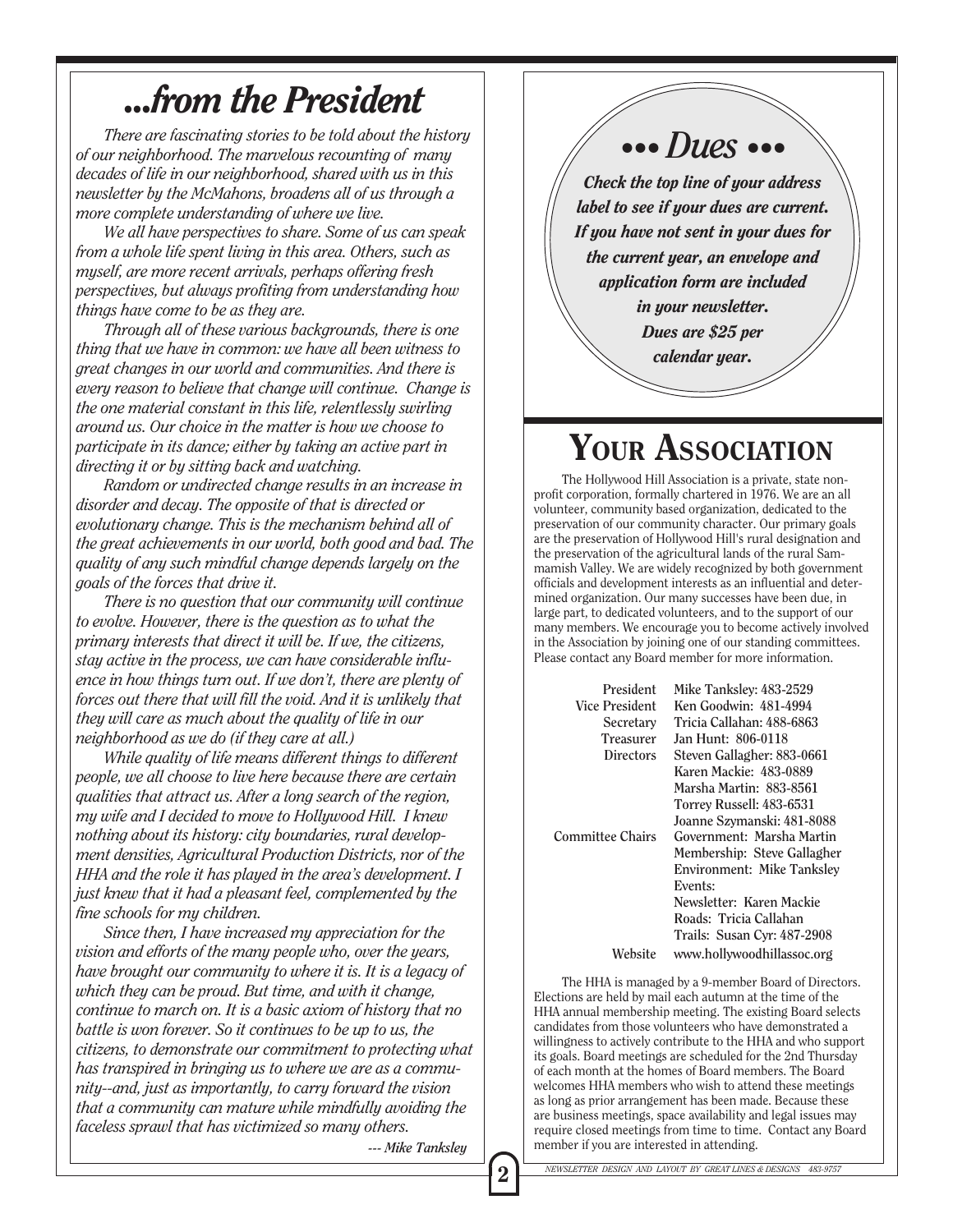# ...from the President

*There are fascinating stories to be told about the history of our neighborhood. The marvelous recounting of many decades of life in our neighborhood, shared with us in this newsletter by the McMahons, broadens all of us through a more complete understanding of where we live.*

*We all have perspectives to share. Some of us can speak from a whole life spent living in this area. Others, such as myself, are more recent arrivals, perhaps offering fresh perspectives, but always profiting from understanding how things have come to be as they are.*

*Through all of these various backgrounds, there is one thing that we have in common: we have all been witness to great changes in our world and communities. And there is every reason to believe that change will continue. Change is the one material constant in this life, relentlessly swirling around us. Our choice in the matter is how we choose to participate in its dance; either by taking an active part in directing it or by sitting back and watching.*

*Random or undirected change results in an increase in disorder and decay. The opposite of that is directed or evolutionary change. This is the mechanism behind all of the great achievements in our world, both good and bad. The quality of any such mindful change depends largely on the goals of the forces that drive it.*

*There is no question that our community will continue to evolve. However, there is the question as to what the primary interests that direct it will be. If we, the citizens, stay active in the process, we can have considerable influence in how things turn out. If we don't, there are plenty of forces out there that will fill the void. And it is unlikely that they will care as much about the quality of life in our neighborhood as we do (if they care at all.)*

*While quality of life means different things to different people, we all choose to live here because there are certain qualities that attract us. After a long search of the region, my wife and I decided to move to Hollywood Hill. I knew nothing about its history: city boundaries, rural development densities, Agricultural Production Districts, nor of the HHA and the role it has played in the area's development. I just knew that it had a pleasant feel, complemented by the fine schools for my children.*

*Since then, I have increased my appreciation for the vision and efforts of the many people who, over the years, have brought our community to where it is. It is a legacy of which they can be proud. But time, and with it change, continue to march on. It is a basic axiom of history that no battle is won forever. So it continues to be up to us, the citizens, to demonstrate our commitment to protecting what has transpired in bringing us to where we are as a community--and, just as importantly, to carry forward the vision that a community can mature while mindfully avoiding the faceless sprawl that has victimized so many others.*

*--- Mike Tanksley*

## ••• Dues •••

***Check the top line of your address label to see if your dues are current. If you have not sent in your dues for the current year, an envelope and application form are included in your newsletter. Dues are $25 per calendar year.***

# Your Association

The Hollywood Hill Association is a private, state non-profit corporation, formally chartered in 1976. We are an all volunteer, community based organization, dedicated to the preservation of our community character. Our primary goals are the preservation of Hollywood Hill's rural designation and the preservation of the agricultural lands of the rural Sammamish Valley. We are widely recognized by both government officials and development interests as an influential and determined organization. Our many successes have been due, in large part, to dedicated volunteers, and to the support of our many members. We encourage you to become actively involved in the Association by joining one of our standing committees. Please contact any Board member for more information.

| | |
|---|---|
| President | Mike Tanksley: 483-2529 |
| Vice President | Ken Goodwin: 481-4994 |
| Secretary | Tricia Callahan: 488-6863 |
| Treasurer | Jan Hunt: 806-0118 |
| Directors | Steven Gallagher: 883-0661 |
| | Karen Mackie: 483-0889 |
| | Marsha Martin: 883-8561 |
| | Torrey Russell: 483-6531 |
| | Joanne Szymanski: 481-8088 |
| Committee Chairs | Government: Marsha Martin |
| | Membership: Steve Gallagher |
| | Environment: Mike Tanksley |
| | Events: |
| | Newsletter: Karen Mackie |
| | Roads: Tricia Callahan |
| | Trails: Susan Cyr: 487-2908 |
| Website | www.hollywoodhillassoc.org |

The HHA is managed by a 9-member Board of Directors. Elections are held by mail each autumn at the time of the HHA annual membership meeting. The existing Board selects candidates from those volunteers who have demonstrated a willingness to actively contribute to the HHA and who support its goals. Board meetings are scheduled for the 2nd Thursday of each month at the homes of Board members. The Board welcomes HHA members who wish to attend these meetings as long as prior arrangement has been made. Because these are business meetings, space availability and legal issues may require closed meetings from time to time. Contact any Board member if you are interested in attending.

*NEWSLETTER DESIGN AND LAYOUT BY GREAT LINES & DESIGNS 483-9757*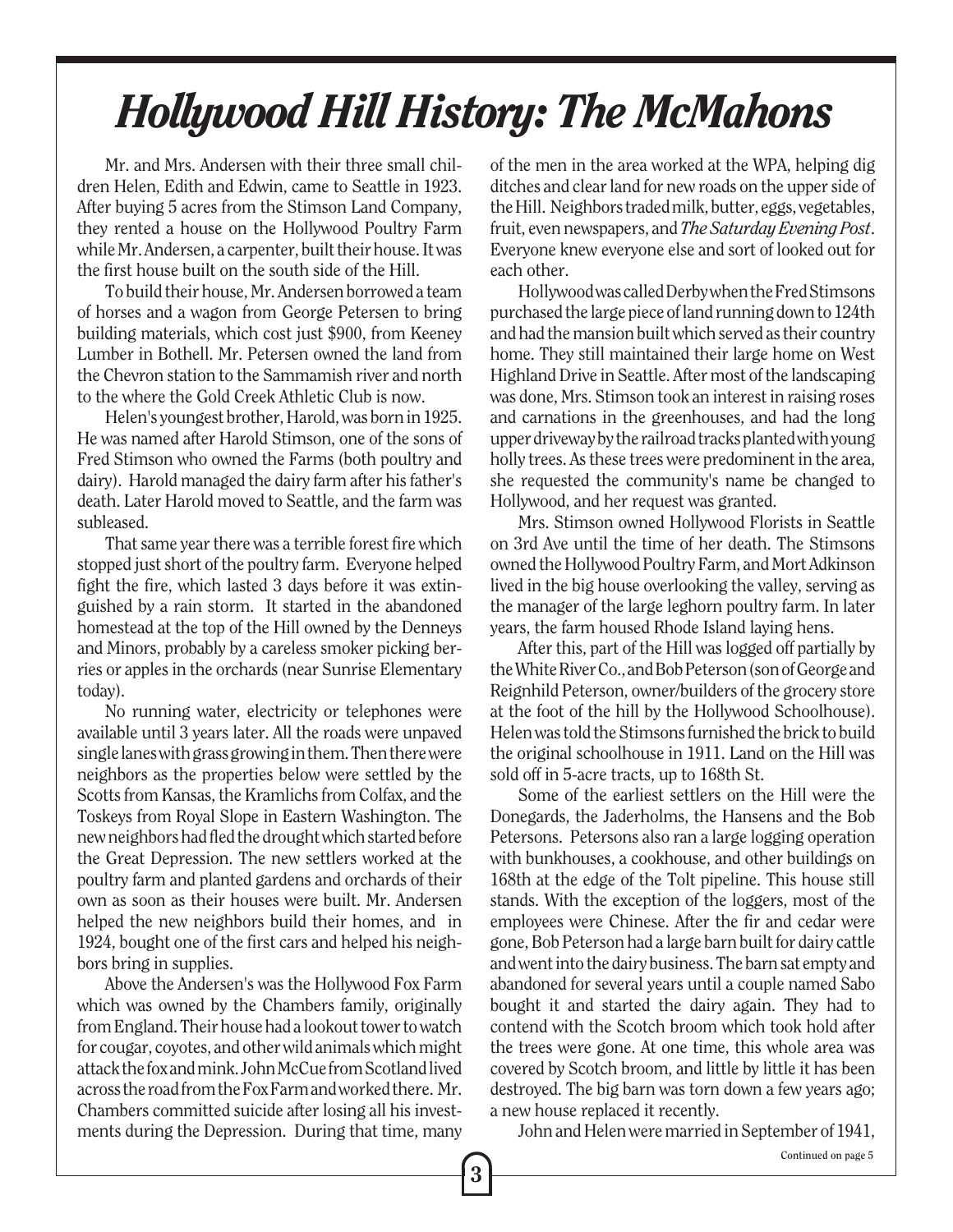# Hollywood Hill History: The McMahons

Mr. and Mrs. Andersen with their three small children Helen, Edith and Edwin, came to Seattle in 1923. After buying 5 acres from the Stimson Land Company, they rented a house on the Hollywood Poultry Farm while Mr. Andersen, a carpenter, built their house. It was the first house built on the south side of the Hill.

To build their house, Mr. Andersen borrowed a team of horses and a wagon from George Petersen to bring building materials, which cost just $900, from Keeney Lumber in Bothell. Mr. Petersen owned the land from the Chevron station to the Sammamish river and north to the where the Gold Creek Athletic Club is now.

Helen's youngest brother, Harold, was born in 1925. He was named after Harold Stimson, one of the sons of Fred Stimson who owned the Farms (both poultry and dairy). Harold managed the dairy farm after his father's death. Later Harold moved to Seattle, and the farm was subleased.

That same year there was a terrible forest fire which stopped just short of the poultry farm. Everyone helped fight the fire, which lasted 3 days before it was extinguished by a rain storm. It started in the abandoned homestead at the top of the Hill owned by the Denneys and Minors, probably by a careless smoker picking berries or apples in the orchards (near Sunrise Elementary today).

No running water, electricity or telephones were available until 3 years later. All the roads were unpaved single lanes with grass growing in them. Then there were neighbors as the properties below were settled by the Scotts from Kansas, the Kramlichs from Colfax, and the Toskeys from Royal Slope in Eastern Washington. The new neighbors had fled the drought which started before the Great Depression. The new settlers worked at the poultry farm and planted gardens and orchards of their own as soon as their houses were built. Mr. Andersen helped the new neighbors build their homes, and in 1924, bought one of the first cars and helped his neighbors bring in supplies.

Above the Andersen's was the Hollywood Fox Farm which was owned by the Chambers family, originally from England. Their house had a lookout tower to watch for cougar, coyotes, and other wild animals which might attack the fox and mink. John McCue from Scotland lived across the road from the Fox Farm and worked there. Mr. Chambers committed suicide after losing all his investments during the Depression. During that time, many of the men in the area worked at the WPA, helping dig ditches and clear land for new roads on the upper side of the Hill. Neighbors traded milk, butter, eggs, vegetables, fruit, even newspapers, and *The Saturday Evening Post*. Everyone knew everyone else and sort of looked out for each other.

Hollywood was called Derby when the Fred Stimsons purchased the large piece of land running down to 124th and had the mansion built which served as their country home. They still maintained their large home on West Highland Drive in Seattle. After most of the landscaping was done, Mrs. Stimson took an interest in raising roses and carnations in the greenhouses, and had the long upper driveway by the railroad tracks planted with young holly trees. As these trees were predominent in the area, she requested the community's name be changed to Hollywood, and her request was granted.

Mrs. Stimson owned Hollywood Florists in Seattle on 3rd Ave until the time of her death. The Stimsons owned the Hollywood Poultry Farm, and Mort Adkinson lived in the big house overlooking the valley, serving as the manager of the large leghorn poultry farm. In later years, the farm housed Rhode Island laying hens.

After this, part of the Hill was logged off partially by the White River Co., and Bob Peterson (son of George and Reignhild Peterson, owner/builders of the grocery store at the foot of the hill by the Hollywood Schoolhouse). Helen was told the Stimsons furnished the brick to build the original schoolhouse in 1911. Land on the Hill was sold off in 5-acre tracts, up to 168th St.

Some of the earliest settlers on the Hill were the Donegards, the Jaderholms, the Hansens and the Bob Petersons. Petersons also ran a large logging operation with bunkhouses, a cookhouse, and other buildings on 168th at the edge of the Tolt pipeline. This house still stands. With the exception of the loggers, most of the employees were Chinese. After the fir and cedar were gone, Bob Peterson had a large barn built for dairy cattle and went into the dairy business. The barn sat empty and abandoned for several years until a couple named Sabo bought it and started the dairy again. They had to contend with the Scotch broom which took hold after the trees were gone. At one time, this whole area was covered by Scotch broom, and little by little it has been destroyed. The big barn was torn down a few years ago; a new house replaced it recently.

John and Helen were married in September of 1941,

Continued on page 5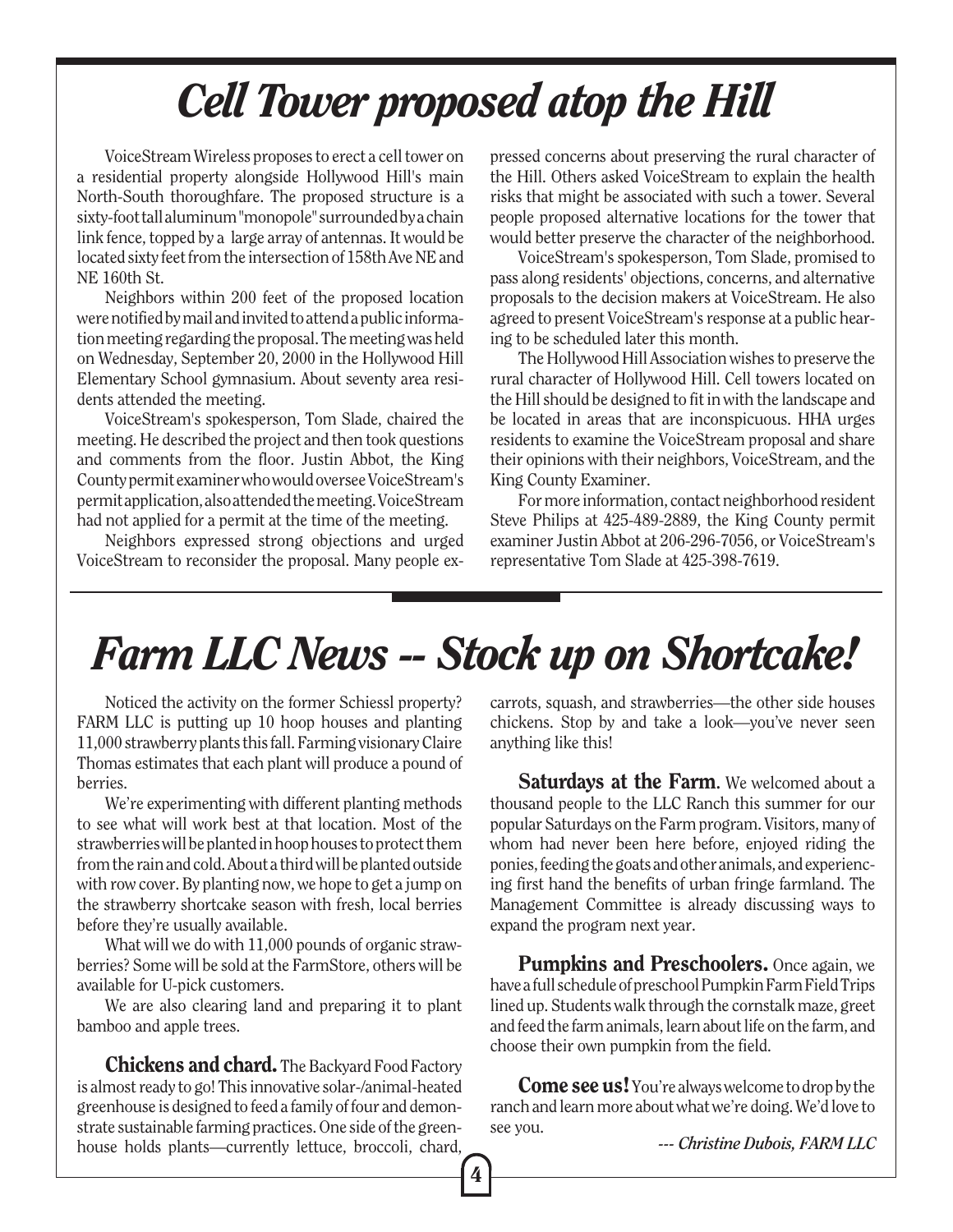# *Cell Tower proposed atop the Hill*

VoiceStream Wireless proposes to erect a cell tower on a residential property alongside Hollywood Hill's main North-South thoroughfare. The proposed structure is a sixty-foot tall aluminum "monopole" surrounded by a chain link fence, topped by a large array of antennas. It would be located sixty feet from the intersection of 158th Ave NE and NE 160th St.

Neighbors within 200 feet of the proposed location were notified by mail and invited to attend a public information meeting regarding the proposal. The meeting was held on Wednesday, September 20, 2000 in the Hollywood Hill Elementary School gymnasium. About seventy area residents attended the meeting.

VoiceStream's spokesperson, Tom Slade, chaired the meeting. He described the project and then took questions and comments from the floor. Justin Abbot, the King County permit examiner who would oversee VoiceStream's permit application, also attended the meeting. VoiceStream had not applied for a permit at the time of the meeting.

Neighbors expressed strong objections and urged VoiceStream to reconsider the proposal. Many people expressed concerns about preserving the rural character of the Hill. Others asked VoiceStream to explain the health risks that might be associated with such a tower. Several people proposed alternative locations for the tower that would better preserve the character of the neighborhood.

VoiceStream's spokesperson, Tom Slade, promised to pass along residents' objections, concerns, and alternative proposals to the decision makers at VoiceStream. He also agreed to present VoiceStream's response at a public hearing to be scheduled later this month.

The Hollywood Hill Association wishes to preserve the rural character of Hollywood Hill. Cell towers located on the Hill should be designed to fit in with the landscape and be located in areas that are inconspicuous. HHA urges residents to examine the VoiceStream proposal and share their opinions with their neighbors, VoiceStream, and the King County Examiner.

For more information, contact neighborhood resident Steve Philips at 425-489-2889, the King County permit examiner Justin Abbot at 206-296-7056, or VoiceStream's representative Tom Slade at 425-398-7619.

# *Farm LLC News -- Stock up on Shortcake!*

Noticed the activity on the former Schiessl property? FARM LLC is putting up 10 hoop houses and planting 11,000 strawberry plants this fall. Farming visionary Claire Thomas estimates that each plant will produce a pound of berries.

We're experimenting with different planting methods to see what will work best at that location. Most of the strawberries will be planted in hoop houses to protect them from the rain and cold. About a third will be planted outside with row cover. By planting now, we hope to get a jump on the strawberry shortcake season with fresh, local berries before they're usually available.

What will we do with 11,000 pounds of organic strawberries? Some will be sold at the FarmStore, others will be available for U-pick customers.

We are also clearing land and preparing it to plant bamboo and apple trees.

**Chickens and chard.** The Backyard Food Factory is almost ready to go! This innovative solar-/animal-heated greenhouse is designed to feed a family of four and demonstrate sustainable farming practices. One side of the greenhouse holds plants—currently lettuce, broccoli, chard, carrots, squash, and strawberries—the other side houses chickens. Stop by and take a look—you've never seen anything like this!

**Saturdays at the Farm.** We welcomed about a thousand people to the LLC Ranch this summer for our popular Saturdays on the Farm program. Visitors, many of whom had never been here before, enjoyed riding the ponies, feeding the goats and other animals, and experiencing first hand the benefits of urban fringe farmland. The Management Committee is already discussing ways to expand the program next year.

**Pumpkins and Preschoolers.** Once again, we have a full schedule of preschool Pumpkin Farm Field Trips lined up. Students walk through the cornstalk maze, greet and feed the farm animals, learn about life on the farm, and choose their own pumpkin from the field.

**Come see us!** You're always welcome to drop by the ranch and learn more about what we're doing. We'd love to see you.

*--- Christine Dubois, FARM LLC*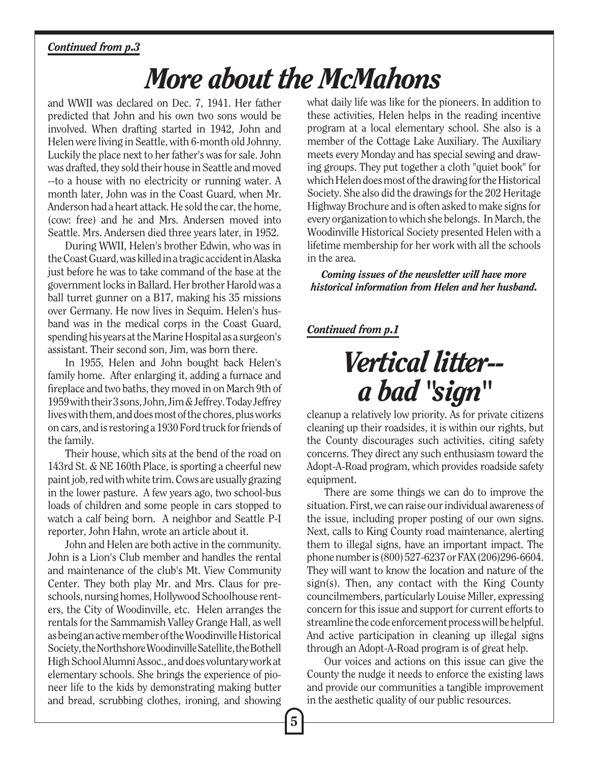*Continued from p.3*

# *More about the McMahons*

and WWII was declared on Dec. 7, 1941. Her father predicted that John and his own two sons would be involved. When drafting started in 1942, John and Helen were living in Seattle, with 6-month old Johnny. Luckily the place next to her father's was for sale. John was drafted, they sold their house in Seattle and moved --to a house with no electricity or running water. A month later, John was in the Coast Guard, when Mr. Anderson had a heart attack. He sold the car, the home, (cow: free) and he and Mrs. Andersen moved into Seattle. Mrs. Andersen died three years later, in 1952.

During WWII, Helen's brother Edwin, who was in the Coast Guard, was killed in a tragic accident in Alaska just before he was to take command of the base at the government locks in Ballard. Her brother Harold was a ball turret gunner on a B17, making his 35 missions over Germany. He now lives in Sequim. Helen's husband was in the medical corps in the Coast Guard, spending his years at the Marine Hospital as a surgeon's assistant. Their second son, Jim, was born there.

In 1955, Helen and John bought back Helen's family home. After enlarging it, adding a furnace and fireplace and two baths, they moved in on March 9th of 1959 with their 3 sons, John, Jim & Jeffrey. Today Jeffrey lives with them, and does most of the chores, plus works on cars, and is restoring a 1930 Ford truck for friends of the family.

Their house, which sits at the bend of the road on 143rd St. & NE 160th Place, is sporting a cheerful new paint job, red with white trim. Cows are usually grazing in the lower pasture. A few years ago, two school-bus loads of children and some people in cars stopped to watch a calf being born. A neighbor and Seattle P-I reporter, John Hahn, wrote an article about it.

John and Helen are both active in the community. John is a Lion's Club member and handles the rental and maintenance of the club's Mt. View Community Center. They both play Mr. and Mrs. Claus for preschools, nursing homes, Hollywood Schoolhouse renters, the City of Woodinville, etc. Helen arranges the rentals for the Sammamish Valley Grange Hall, as well as being an active member of the Woodinville Historical Society, the Northshore Woodinville Satellite, the Bothell High School Alumni Assoc., and does voluntary work at elementary schools. She brings the experience of pioneer life to the kids by demonstrating making butter and bread, scrubbing clothes, ironing, and showing what daily life was like for the pioneers. In addition to these activities, Helen helps in the reading incentive program at a local elementary school. She also is a member of the Cottage Lake Auxiliary. The Auxiliary meets every Monday and has special sewing and drawing groups. They put together a cloth "quiet book" for which Helen does most of the drawing for the Historical Society. She also did the drawings for the 202 Heritage Highway Brochure and is often asked to make signs for every organization to which she belongs. In March, the Woodinville Historical Society presented Helen with a lifetime membership for her work with all the schools in the area.

***Coming issues of the newsletter will have more historical information from Helen and her husband.***

*Continued from p.1*

# *Vertical litter-- a bad "sign"*

cleanup a relatively low priority. As for private citizens cleaning up their roadsides, it is within our rights, but the County discourages such activities, citing safety concerns. They direct any such enthusiasm toward the Adopt-A-Road program, which provides roadside safety equipment.

There are some things we can do to improve the situation. First, we can raise our individual awareness of the issue, including proper posting of our own signs. Next, calls to King County road maintenance, alerting them to illegal signs, have an important impact. The phone number is (800) 527-6237 or FAX (206)296-6604. They will want to know the location and nature of the sign(s). Then, any contact with the King County councilmembers, particularly Louise Miller, expressing concern for this issue and support for current efforts to streamline the code enforcement process will be helpful. And active participation in cleaning up illegal signs through an Adopt-A-Road program is of great help.

Our voices and actions on this issue can give the County the nudge it needs to enforce the existing laws and provide our communities a tangible improvement in the aesthetic quality of our public resources.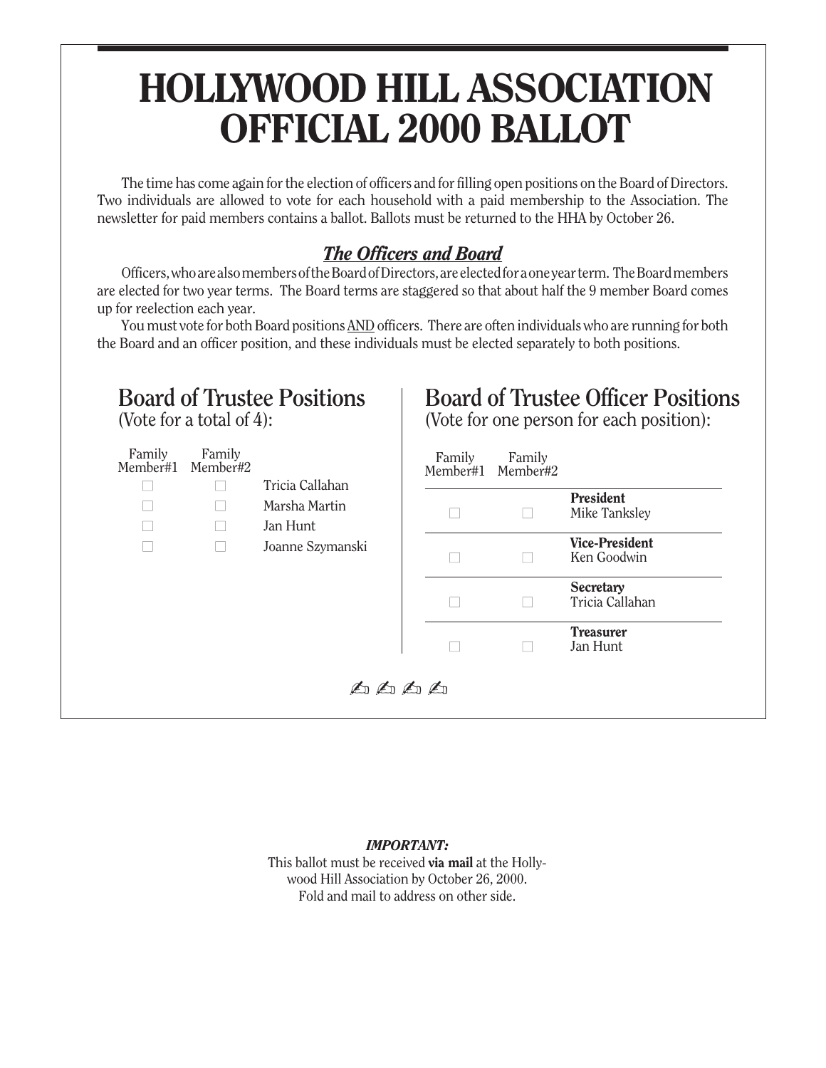# HOLLYWOOD HILL ASSOCIATION OFFICIAL 2000 BALLOT

The time has come again for the election of officers and for filling open positions on the Board of Directors. Two individuals are allowed to vote for each household with a paid membership to the Association. The newsletter for paid members contains a ballot. Ballots must be returned to the HHA by October 26.

### ***The Officers and Board***

Officers, who are also members of the Board of Directors, are elected for a one year term. The Board members are elected for two year terms. The Board terms are staggered so that about half the 9 member Board comes up for reelection each year.

You must vote for both Board positions AND officers. There are often individuals who are running for both the Board and an officer position, and these individuals must be elected separately to both positions.

## Board of Trustee Positions

(Vote for a total of 4):

| Family Member#1 | Family Member#2 | |
|---|---|---|
| ☐ | ☐ | Tricia Callahan |
| ☐ | ☐ | Marsha Martin |
| ☐ | ☐ | Jan Hunt |
| ☐ | ☐ | Joanne Szymanski |

## Board of Trustee Officer Positions

(Vote for one person for each position):

| Family Member#1 | Family Member#2 | |
|---|---|---|
| ☐ | ☐ | **President** Mike Tanksley |
| ☐ | ☐ | **Vice-President** Ken Goodwin |
| ☐ | ☐ | **Secretary** Tricia Callahan |
| ☐ | ☐ | **Treasurer** Jan Hunt |

✍ ✍ ✍ ✍

***IMPORTANT:***

This ballot must be received **via mail** at the Hollywood Hill Association by October 26, 2000. Fold and mail to address on other side.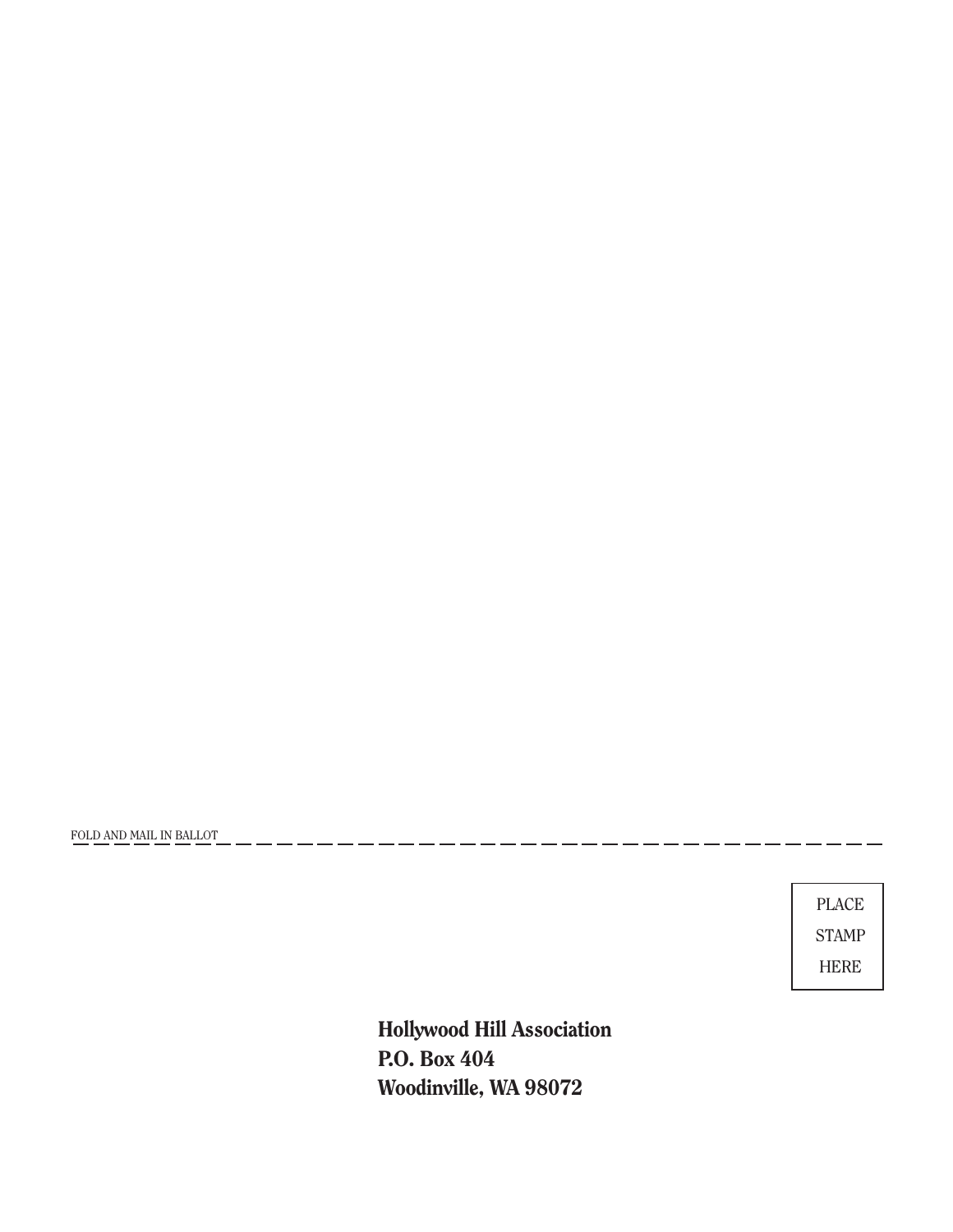FOLD AND MAIL IN BALLOT

PLACE
STAMP
HERE

**Hollywood Hill Association**
**P.O. Box 404**
**Woodinville, WA 98072**